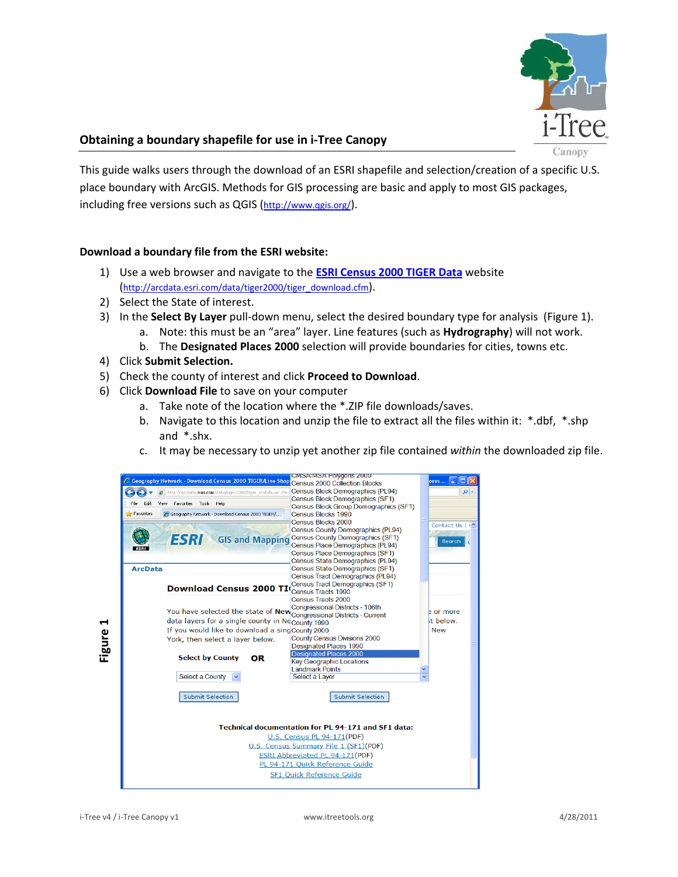## Obtaining a boundary shapefile for use in i-Tree Canopy

This guide walks users through the download of an ESRI shapefile and selection/creation of a specific U.S. place boundary with ArcGIS. Methods for GIS processing are basic and apply to most GIS packages, including free versions such as QGIS (http://www.qgis.org/).

### Download a boundary file from the ESRI website:

1) Use a web browser and navigate to the **ESRI Census 2000 TIGER Data** website (http://arcdata.esri.com/data/tiger2000/tiger_download.cfm).
2) Select the State of interest.
3) In the **Select By Layer** pull-down menu, select the desired boundary type for analysis (Figure 1).
   a. Note: this must be an "area" layer. Line features (such as **Hydrography**) will not work.
   b. The **Designated Places 2000** selection will provide boundaries for cities, towns etc.
4) Click **Submit Selection.**
5) Check the county of interest and click **Proceed to Download**.
6) Click **Download File** to save on your computer
   a. Take note of the location where the *.ZIP file downloads/saves.
   b. Navigate to this location and unzip the file to extract all the files within it: *.dbf, *.shp and *.shx.
   c. It may be necessary to unzip yet another zip file contained *within* the downloaded zip file.

Figure 1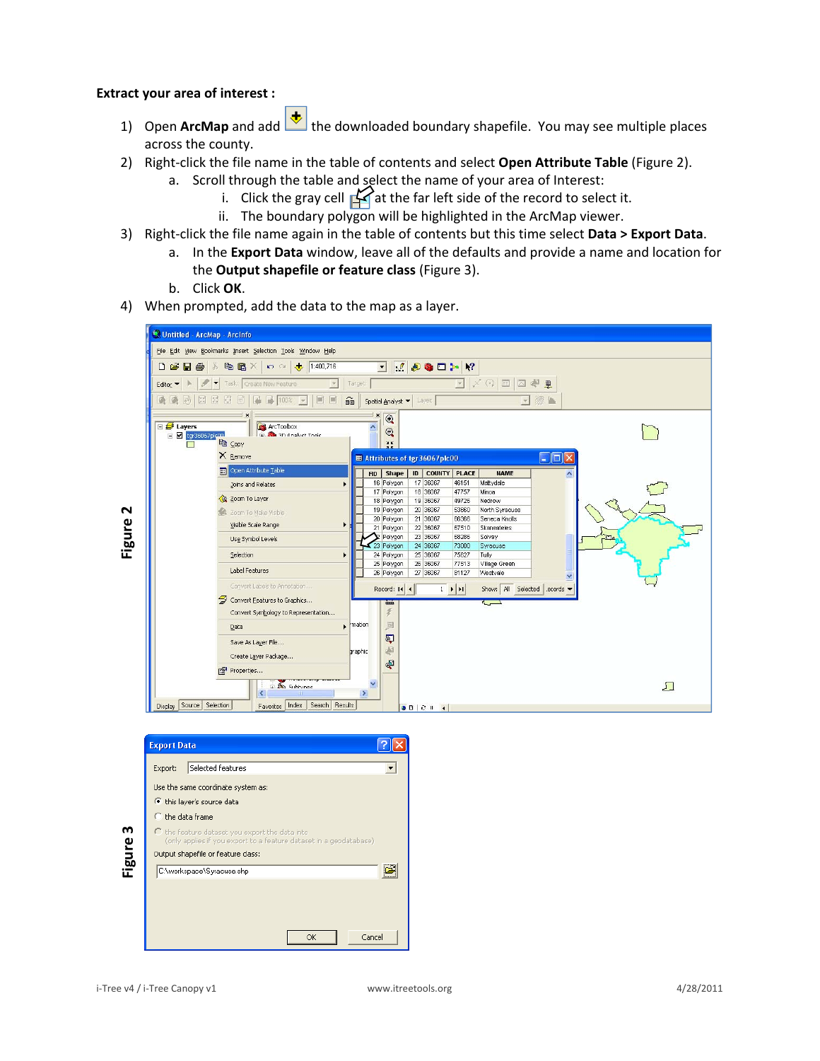**Extract your area of interest :**

1) Open **ArcMap** and add the downloaded boundary shapefile. You may see multiple places across the county.
2) Right-click the file name in the table of contents and select **Open Attribute Table** (Figure 2).
   a. Scroll through the table and select the name of your area of Interest:
      i. Click the gray cell at the far left side of the record to select it.
      ii. The boundary polygon will be highlighted in the ArcMap viewer.
3) Right-click the file name again in the table of contents but this time select **Data > Export Data**.
   a. In the **Export Data** window, leave all of the defaults and provide a name and location for the **Output shapefile or feature class** (Figure 3).
   b. Click **OK**.
4) When prompted, add the data to the map as a layer.

**Figure 2**

**Figure 3**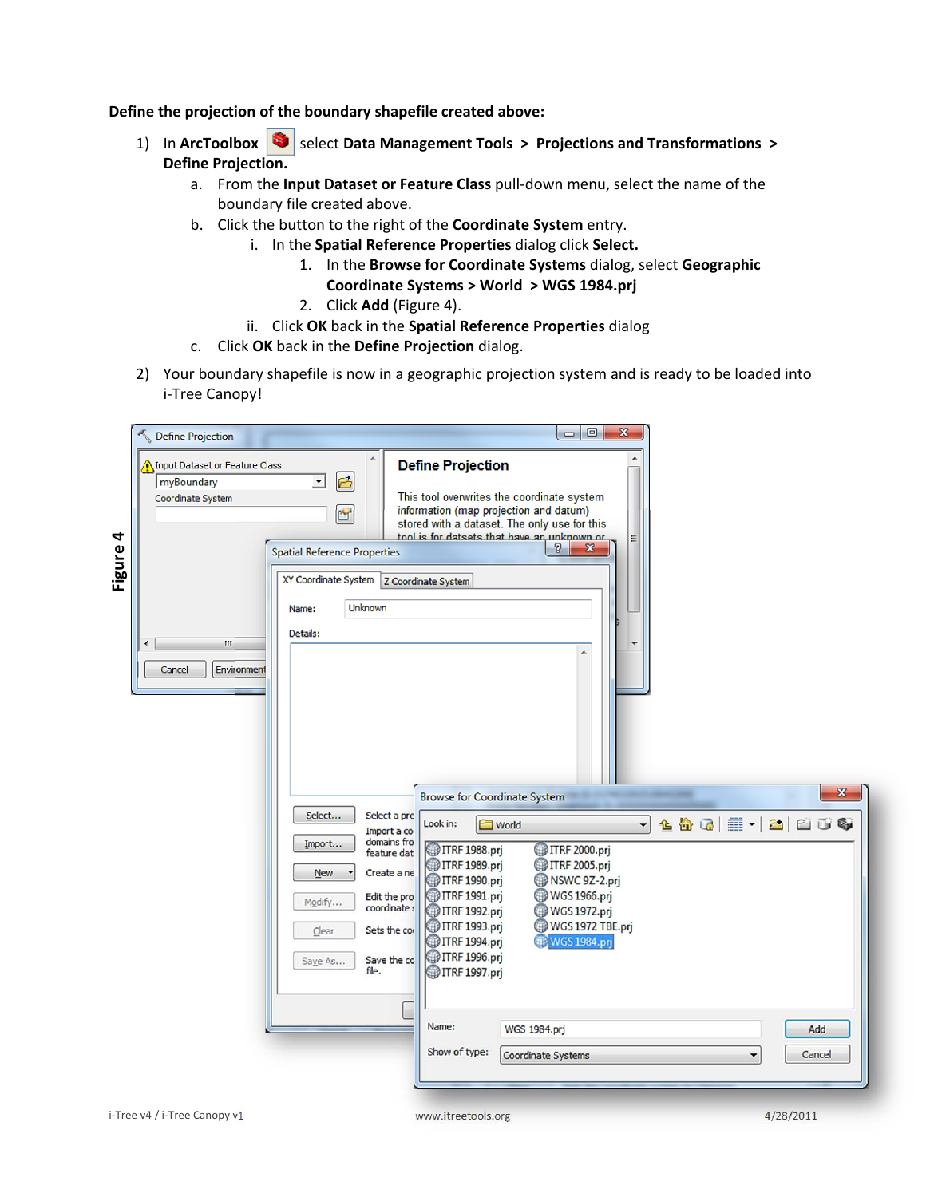**Define the projection of the boundary shapefile created above:**

1) In **ArcToolbox** select **Data Management Tools > Projections and Transformations > Define Projection.**
   a. From the **Input Dataset or Feature Class** pull-down menu, select the name of the boundary file created above.
   b. Click the button to the right of the **Coordinate System** entry.
      i. In the **Spatial Reference Properties** dialog click **Select.**
         1. In the **Browse for Coordinate Systems** dialog, select **Geographic Coordinate Systems > World > WGS 1984.prj**
         2. Click **Add** (Figure 4).
      ii. Click **OK** back in the **Spatial Reference Properties** dialog
   c. Click **OK** back in the **Define Projection** dialog.

2) Your boundary shapefile is now in a geographic projection system and is ready to be loaded into i-Tree Canopy!

**Figure 4**